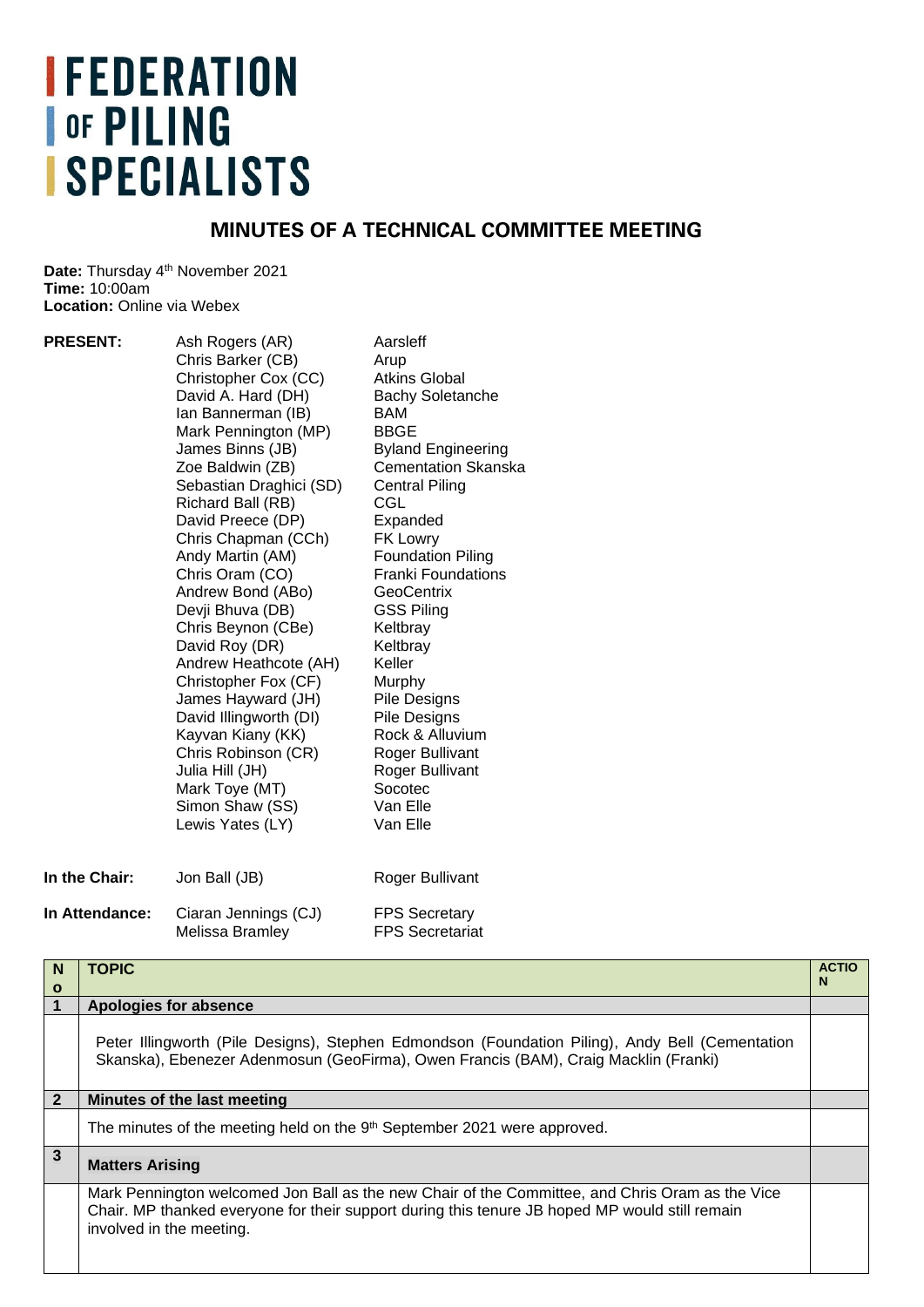# FEDERATION OF PILING SPECIALISTS

## MINUTES OF A TECHNICAL COMMITTEE MEETING

**Date:** Thursday 4th November 2021
**Time:** 10:00am
**Location:** Online via Webex

| | | |
|---|---|---|
| **PRESENT:** | Ash Rogers (AR) | Aarsleff |
| | Chris Barker (CB) | Arup |
| | Christopher Cox (CC) | Atkins Global |
| | David A. Hard (DH) | Bachy Soletanche |
| | Ian Bannerman (IB) | BAM |
| | Mark Pennington (MP) | BBGE |
| | James Binns (JB) | Byland Engineering |
| | Zoe Baldwin (ZB) | Cementation Skanska |
| | Sebastian Draghici (SD) | Central Piling |
| | Richard Ball (RB) | CGL |
| | David Preece (DP) | Expanded |
| | Chris Chapman (CCh) | FK Lowry |
| | Andy Martin (AM) | Foundation Piling |
| | Chris Oram (CO) | Franki Foundations |
| | Andrew Bond (ABo) | GeoCentrix |
| | Devji Bhuva (DB) | GSS Piling |
| | Chris Beynon (CBe) | Keltbray |
| | David Roy (DR) | Keltbray |
| | Andrew Heathcote (AH) | Keller |
| | Christopher Fox (CF) | Murphy |
| | James Hayward (JH) | Pile Designs |
| | David Illingworth (DI) | Pile Designs |
| | Kayvan Kiany (KK) | Rock & Alluvium |
| | Chris Robinson (CR) | Roger Bullivant |
| | Julia Hill (JH) | Roger Bullivant |
| | Mark Toye (MT) | Socotec |
| | Simon Shaw (SS) | Van Elle |
| | Lewis Yates (LY) | Van Elle |
| **In the Chair:** | Jon Ball (JB) | Roger Bullivant |
| **In Attendance:** | Ciaran Jennings (CJ) | FPS Secretary |
| | Melissa Bramley | FPS Secretariat |

| No | TOPIC | ACTION |
|---|---|---|
| **1** | **Apologies for absence** | |
| | Peter Illingworth (Pile Designs), Stephen Edmondson (Foundation Piling), Andy Bell (Cementation Skanska), Ebenezer Adenmosun (GeoFirma), Owen Francis (BAM), Craig Macklin (Franki) | |
| **2** | **Minutes of the last meeting** | |
| | The minutes of the meeting held on the 9th September 2021 were approved. | |
| **3** | **Matters Arising** | |
| | Mark Pennington welcomed Jon Ball as the new Chair of the Committee, and Chris Oram as the Vice Chair. MP thanked everyone for their support during this tenure JB hoped MP would still remain involved in the meeting. | |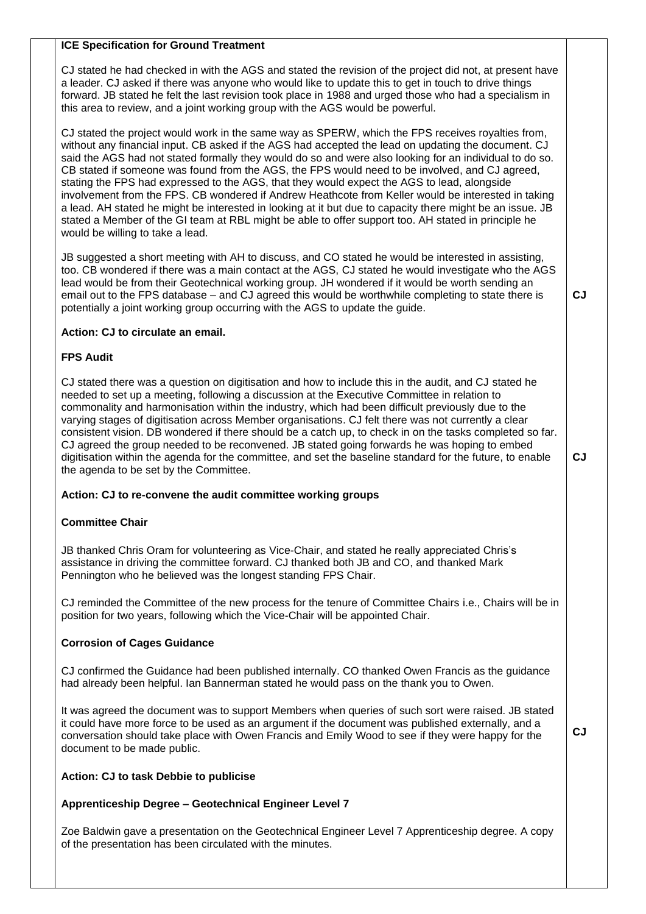**ICE Specification for Ground Treatment**

CJ stated he had checked in with the AGS and stated the revision of the project did not, at present have a leader. CJ asked if there was anyone who would like to update this to get in touch to drive things forward. JB stated he felt the last revision took place in 1988 and urged those who had a specialism in this area to review, and a joint working group with the AGS would be powerful.

CJ stated the project would work in the same way as SPERW, which the FPS receives royalties from, without any financial input. CB asked if the AGS had accepted the lead on updating the document. CJ said the AGS had not stated formally they would do so and were also looking for an individual to do so. CB stated if someone was found from the AGS, the FPS would need to be involved, and CJ agreed, stating the FPS had expressed to the AGS, that they would expect the AGS to lead, alongside involvement from the FPS. CB wondered if Andrew Heathcote from Keller would be interested in taking a lead. AH stated he might be interested in looking at it but due to capacity there might be an issue. JB stated a Member of the GI team at RBL might be able to offer support too. AH stated in principle he would be willing to take a lead.

JB suggested a short meeting with AH to discuss, and CO stated he would be interested in assisting, too. CB wondered if there was a main contact at the AGS, CJ stated he would investigate who the AGS lead would be from their Geotechnical working group. JH wondered if it would be worth sending an email out to the FPS database – and CJ agreed this would be worthwhile completing to state there is potentially a joint working group occurring with the AGS to update the guide.

**CJ**

**Action: CJ to circulate an email.**

**FPS Audit**

CJ stated there was a question on digitisation and how to include this in the audit, and CJ stated he needed to set up a meeting, following a discussion at the Executive Committee in relation to commonality and harmonisation within the industry, which had been difficult previously due to the varying stages of digitisation across Member organisations. CJ felt there was not currently a clear consistent vision. DB wondered if there should be a catch up, to check in on the tasks completed so far. CJ agreed the group needed to be reconvened. JB stated going forwards he was hoping to embed digitisation within the agenda for the committee, and set the baseline standard for the future, to enable the agenda to be set by the Committee.

**CJ**

**Action: CJ to re-convene the audit committee working groups**

**Committee Chair**

JB thanked Chris Oram for volunteering as Vice-Chair, and stated he really appreciated Chris's assistance in driving the committee forward. CJ thanked both JB and CO, and thanked Mark Pennington who he believed was the longest standing FPS Chair.

CJ reminded the Committee of the new process for the tenure of Committee Chairs i.e., Chairs will be in position for two years, following which the Vice-Chair will be appointed Chair.

**Corrosion of Cages Guidance**

CJ confirmed the Guidance had been published internally. CO thanked Owen Francis as the guidance had already been helpful. Ian Bannerman stated he would pass on the thank you to Owen.

It was agreed the document was to support Members when queries of such sort were raised. JB stated it could have more force to be used as an argument if the document was published externally, and a conversation should take place with Owen Francis and Emily Wood to see if they were happy for the document to be made public.

**CJ**

**Action: CJ to task Debbie to publicise**

**Apprenticeship Degree – Geotechnical Engineer Level 7**

Zoe Baldwin gave a presentation on the Geotechnical Engineer Level 7 Apprenticeship degree. A copy of the presentation has been circulated with the minutes.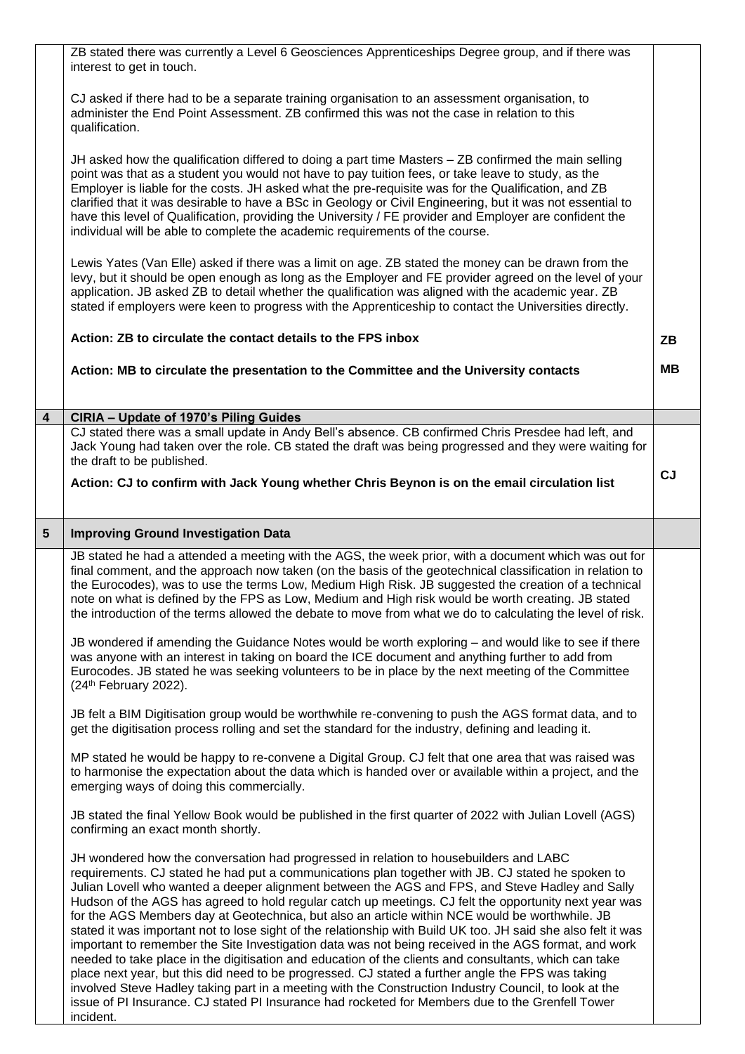| | | |
|---|---|---|
| | ZB stated there was currently a Level 6 Geosciences Apprenticeships Degree group, and if there was interest to get in touch.<br><br>CJ asked if there had to be a separate training organisation to an assessment organisation, to administer the End Point Assessment. ZB confirmed this was not the case in relation to this qualification.<br><br>JH asked how the qualification differed to doing a part time Masters – ZB confirmed the main selling point was that as a student you would not have to pay tuition fees, or take leave to study, as the Employer is liable for the costs. JH asked what the pre-requisite was for the Qualification, and ZB clarified that it was desirable to have a BSc in Geology or Civil Engineering, but it was not essential to have this level of Qualification, providing the University / FE provider and Employer are confident the individual will be able to complete the academic requirements of the course.<br><br>Lewis Yates (Van Elle) asked if there was a limit on age. ZB stated the money can be drawn from the levy, but it should be open enough as long as the Employer and FE provider agreed on the level of your application. JB asked ZB to detail whether the qualification was aligned with the academic year. ZB stated if employers were keen to progress with the Apprenticeship to contact the Universities directly.<br><br>**Action: ZB to circulate the contact details to the FPS inbox**<br><br>**Action: MB to circulate the presentation to the Committee and the University contacts** | **ZB**<br><br>**MB** |
| **4** | **CIRIA – Update of 1970's Piling Guides** | |
| | CJ stated there was a small update in Andy Bell's absence. CB confirmed Chris Presdee had left, and Jack Young had taken over the role. CB stated the draft was being progressed and they were waiting for the draft to be published.<br><br>**Action: CJ to confirm with Jack Young whether Chris Beynon is on the email circulation list** | **CJ** |
| **5** | **Improving Ground Investigation Data** | |
| | JB stated he had a attended a meeting with the AGS, the week prior, with a document which was out for final comment, and the approach now taken (on the basis of the geotechnical classification in relation to the Eurocodes), was to use the terms Low, Medium High Risk. JB suggested the creation of a technical note on what is defined by the FPS as Low, Medium and High risk would be worth creating. JB stated the introduction of the terms allowed the debate to move from what we do to calculating the level of risk.<br><br>JB wondered if amending the Guidance Notes would be worth exploring – and would like to see if there was anyone with an interest in taking on board the ICE document and anything further to add from Eurocodes. JB stated he was seeking volunteers to be in place by the next meeting of the Committee (24th February 2022).<br><br>JB felt a BIM Digitisation group would be worthwhile re-convening to push the AGS format data, and to get the digitisation process rolling and set the standard for the industry, defining and leading it.<br><br>MP stated he would be happy to re-convene a Digital Group. CJ felt that one area that was raised was to harmonise the expectation about the data which is handed over or available within a project, and the emerging ways of doing this commercially.<br><br>JB stated the final Yellow Book would be published in the first quarter of 2022 with Julian Lovell (AGS) confirming an exact month shortly.<br><br>JH wondered how the conversation had progressed in relation to housebuilders and LABC requirements. CJ stated he had put a communications plan together with JB. CJ stated he spoken to Julian Lovell who wanted a deeper alignment between the AGS and FPS, and Steve Hadley and Sally Hudson of the AGS has agreed to hold regular catch up meetings. CJ felt the opportunity next year was for the AGS Members day at Geotechnica, but also an article within NCE would be worthwhile. JB stated it was important not to lose sight of the relationship with Build UK too. JH said she also felt it was important to remember the Site Investigation data was not being received in the AGS format, and work needed to take place in the digitisation and education of the clients and consultants, which can take place next year, but this did need to be progressed. CJ stated a further angle the FPS was taking involved Steve Hadley taking part in a meeting with the Construction Industry Council, to look at the issue of PI Insurance. CJ stated PI Insurance had rocketed for Members due to the Grenfell Tower incident. | |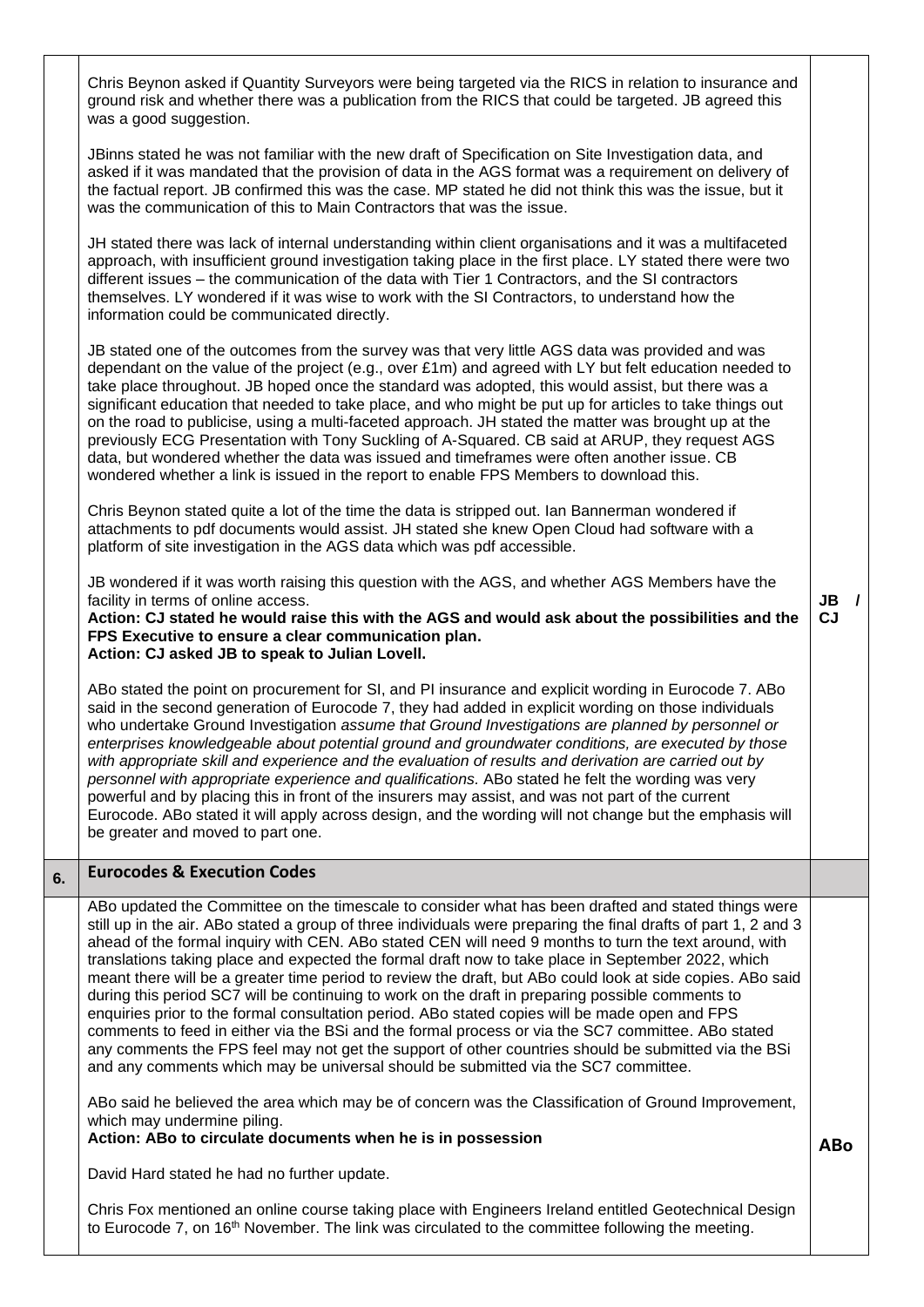| | | |
|---|---|---|
| | Chris Beynon asked if Quantity Surveyors were being targeted via the RICS in relation to insurance and ground risk and whether there was a publication from the RICS that could be targeted. JB agreed this was a good suggestion.<br><br>JBinns stated he was not familiar with the new draft of Specification on Site Investigation data, and asked if it was mandated that the provision of data in the AGS format was a requirement on delivery of the factual report. JB confirmed this was the case. MP stated he did not think this was the issue, but it was the communication of this to Main Contractors that was the issue.<br><br>JH stated there was lack of internal understanding within client organisations and it was a multifaceted approach, with insufficient ground investigation taking place in the first place. LY stated there were two different issues – the communication of the data with Tier 1 Contractors, and the SI contractors themselves. LY wondered if it was wise to work with the SI Contractors, to understand how the information could be communicated directly.<br><br>JB stated one of the outcomes from the survey was that very little AGS data was provided and was dependant on the value of the project (e.g., over £1m) and agreed with LY but felt education needed to take place throughout. JB hoped once the standard was adopted, this would assist, but there was a significant education that needed to take place, and who might be put up for articles to take things out on the road to publicise, using a multi-faceted approach. JH stated the matter was brought up at the previously ECG Presentation with Tony Suckling of A-Squared. CB said at ARUP, they request AGS data, but wondered whether the data was issued and timeframes were often another issue. CB wondered whether a link is issued in the report to enable FPS Members to download this.<br><br>Chris Beynon stated quite a lot of the time the data is stripped out. Ian Bannerman wondered if attachments to pdf documents would assist. JH stated she knew Open Cloud had software with a platform of site investigation in the AGS data which was pdf accessible.<br><br>JB wondered if it was worth raising this question with the AGS, and whether AGS Members have the facility in terms of online access.<br>**Action: CJ stated he would raise this with the AGS and would ask about the possibilities and the FPS Executive to ensure a clear communication plan.**<br>**Action: CJ asked JB to speak to Julian Lovell.**<br><br>ABo stated the point on procurement for SI, and PI insurance and explicit wording in Eurocode 7. ABo said in the second generation of Eurocode 7, they had added in explicit wording on those individuals who undertake Ground Investigation *assume that Ground Investigations are planned by personnel or enterprises knowledgeable about potential ground and groundwater conditions, are executed by those with appropriate skill and experience and the evaluation of results and derivation are carried out by personnel with appropriate experience and qualifications.* ABo stated he felt the wording was very powerful and by placing this in front of the insurers may assist, and was not part of the current Eurocode. ABo stated it will apply across design, and the wording will not change but the emphasis will be greater and moved to part one. | **JB / CJ** |
| **6.** | **Eurocodes & Execution Codes** | |
| | ABo updated the Committee on the timescale to consider what has been drafted and stated things were still up in the air. ABo stated a group of three individuals were preparing the final drafts of part 1, 2 and 3 ahead of the formal inquiry with CEN. ABo stated CEN will need 9 months to turn the text around, with translations taking place and expected the formal draft now to take place in September 2022, which meant there will be a greater time period to review the draft, but ABo could look at side copies. ABo said during this period SC7 will be continuing to work on the draft in preparing possible comments to enquiries prior to the formal consultation period. ABo stated copies will be made open and FPS comments to feed in either via the BSi and the formal process or via the SC7 committee. ABo stated any comments the FPS feel may not get the support of other countries should be submitted via the BSi and any comments which may be universal should be submitted via the SC7 committee.<br><br>ABo said he believed the area which may be of concern was the Classification of Ground Improvement, which may undermine piling.<br>**Action: ABo to circulate documents when he is in possession**<br><br>David Hard stated he had no further update.<br><br>Chris Fox mentioned an online course taking place with Engineers Ireland entitled Geotechnical Design to Eurocode 7, on 16th November. The link was circulated to the committee following the meeting. | **ABo** |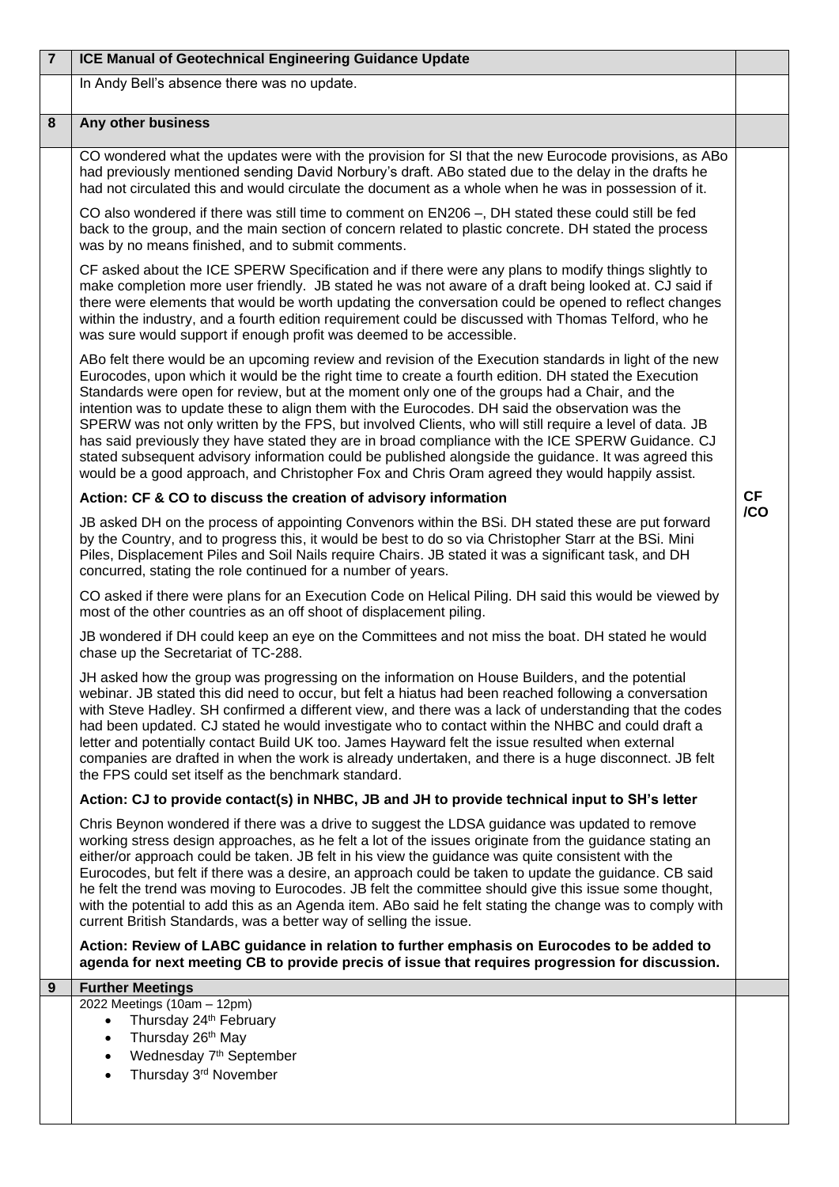| 7 | ICE Manual of Geotechnical Engineering Guidance Update | |
|---|---|---|
| | In Andy Bell's absence there was no update. | |
| **8** | **Any other business** | |
| | CO wondered what the updates were with the provision for SI that the new Eurocode provisions, as ABo had previously mentioned sending David Norbury's draft. ABo stated due to the delay in the drafts he had not circulated this and would circulate the document as a whole when he was in possession of it.<br><br>CO also wondered if there was still time to comment on EN206 –, DH stated these could still be fed back to the group, and the main section of concern related to plastic concrete. DH stated the process was by no means finished, and to submit comments.<br><br>CF asked about the ICE SPERW Specification and if there were any plans to modify things slightly to make completion more user friendly. JB stated he was not aware of a draft being looked at. CJ said if there were elements that would be worth updating the conversation could be opened to reflect changes within the industry, and a fourth edition requirement could be discussed with Thomas Telford, who he was sure would support if enough profit was deemed to be accessible.<br><br>ABo felt there would be an upcoming review and revision of the Execution standards in light of the new Eurocodes, upon which it would be the right time to create a fourth edition. DH stated the Execution Standards were open for review, but at the moment only one of the groups had a Chair, and the intention was to update these to align them with the Eurocodes. DH said the observation was the SPERW was not only written by the FPS, but involved Clients, who will still require a level of data. JB has said previously they have stated they are in broad compliance with the ICE SPERW Guidance. CJ stated subsequent advisory information could be published alongside the guidance. It was agreed this would be a good approach, and Christopher Fox and Chris Oram agreed they would happily assist.<br><br>**Action: CF & CO to discuss the creation of advisory information**<br><br>JB asked DH on the process of appointing Convenors within the BSi. DH stated these are put forward by the Country, and to progress this, it would be best to do so via Christopher Starr at the BSi. Mini Piles, Displacement Piles and Soil Nails require Chairs. JB stated it was a significant task, and DH concurred, stating the role continued for a number of years.<br><br>CO asked if there were plans for an Execution Code on Helical Piling. DH said this would be viewed by most of the other countries as an off shoot of displacement piling.<br><br>JB wondered if DH could keep an eye on the Committees and not miss the boat. DH stated he would chase up the Secretariat of TC-288.<br><br>JH asked how the group was progressing on the information on House Builders, and the potential webinar. JB stated this did need to occur, but felt a hiatus had been reached following a conversation with Steve Hadley. SH confirmed a different view, and there was a lack of understanding that the codes had been updated. CJ stated he would investigate who to contact within the NHBC and could draft a letter and potentially contact Build UK too. James Hayward felt the issue resulted when external companies are drafted in when the work is already undertaken, and there is a huge disconnect. JB felt the FPS could set itself as the benchmark standard.<br><br>**Action: CJ to provide contact(s) in NHBC, JB and JH to provide technical input to SH's letter**<br><br>Chris Beynon wondered if there was a drive to suggest the LDSA guidance was updated to remove working stress design approaches, as he felt a lot of the issues originate from the guidance stating an either/or approach could be taken. JB felt in his view the guidance was quite consistent with the Eurocodes, but felt if there was a desire, an approach could be taken to update the guidance. CB said he felt the trend was moving to Eurocodes. JB felt the committee should give this issue some thought, with the potential to add this as an Agenda item. ABo said he felt stating the change was to comply with current British Standards, was a better way of selling the issue.<br><br>**Action: Review of LABC guidance in relation to further emphasis on Eurocodes to be added to agenda for next meeting CB to provide precis of issue that requires progression for discussion.** | **CF /CO** |
| **9** | **Further Meetings** | |
| | 2022 Meetings (10am – 12pm)<br>• Thursday 24th February<br>• Thursday 26th May<br>• Wednesday 7th September<br>• Thursday 3rd November | |